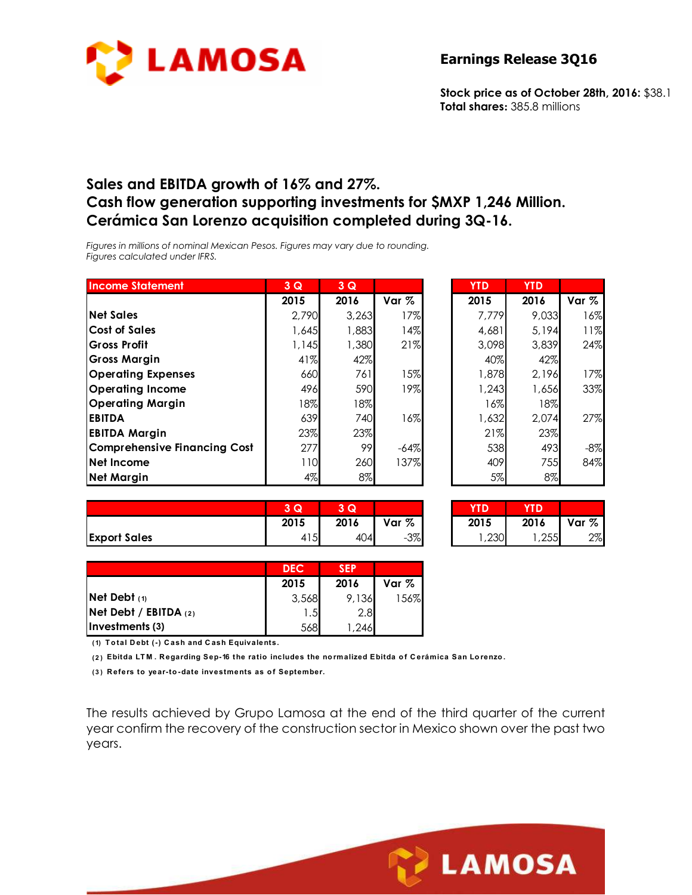# LAMOSA

**Earnings Release 3Q16**

**Stock price as of October 28th, 2016:** $38.1
**Total shares:** 385.8 millions

## Sales and EBITDA growth of 16% and 27%.
## Cash flow generation supporting investments for $MXP 1,246 Million.
## Cerámica San Lorenzo acquisition completed during 3Q-16.

*Figures in millions of nominal Mexican Pesos. Figures may vary due to rounding.*
*Figures calculated under IFRS.*

| Income Statement | 3 Q | 3 Q | | YTD | YTD | |
|---|---|---|---|---|---|---|
| | 2015 | 2016 | Var % | 2015 | 2016 | Var % |
| **Net Sales** | 2,790 | 3,263 | 17% | 7,779 | 9,033 | 16% |
| **Cost of Sales** | 1,645 | 1,883 | 14% | 4,681 | 5,194 | 11% |
| **Gross Profit** | 1,145 | 1,380 | 21% | 3,098 | 3,839 | 24% |
| **Gross Margin** | 41% | 42% | | 40% | 42% | |
| **Operating Expenses** | 660 | 761 | 15% | 1,878 | 2,196 | 17% |
| **Operating Income** | 496 | 590 | 19% | 1,243 | 1,656 | 33% |
| **Operating Margin** | 18% | 18% | | 16% | 18% | |
| **EBITDA** | 639 | 740 | 16% | 1,632 | 2,074 | 27% |
| **EBITDA Margin** | 23% | 23% | | 21% | 23% | |
| **Comprehensive Financing Cost** | 277 | 99 | -64% | 538 | 493 | -8% |
| **Net Income** | 110 | 260 | 137% | 409 | 755 | 84% |
| **Net Margin** | 4% | 8% | | 5% | 8% | |

| | 3 Q | 3 Q | | YTD | YTD | |
|---|---|---|---|---|---|---|
| | 2015 | 2016 | Var % | 2015 | 2016 | Var % |
| **Export Sales** | 415 | 404 | -3% | 1,230 | 1,255 | 2% |

| | DEC | SEP | |
|---|---|---|---|
| | 2015 | 2016 | Var % |
| **Net Debt** (1) | 3,568 | 9,136 | 156% |
| **Net Debt / EBITDA** (2) | 1.5 | 2.8 | |
| **Investments (3)** | 568 | 1,246 | |

(1) Total Debt (-) Cash and Cash Equivalents.
(2) Ebitda LTM. Regarding Sep-16 the ratio includes the normalized Ebitda of Cerámica San Lorenzo.
(3) Refers to year-to-date investments as of September.

The results achieved by Grupo Lamosa at the end of the third quarter of the current year confirm the recovery of the construction sector in Mexico shown over the past two years.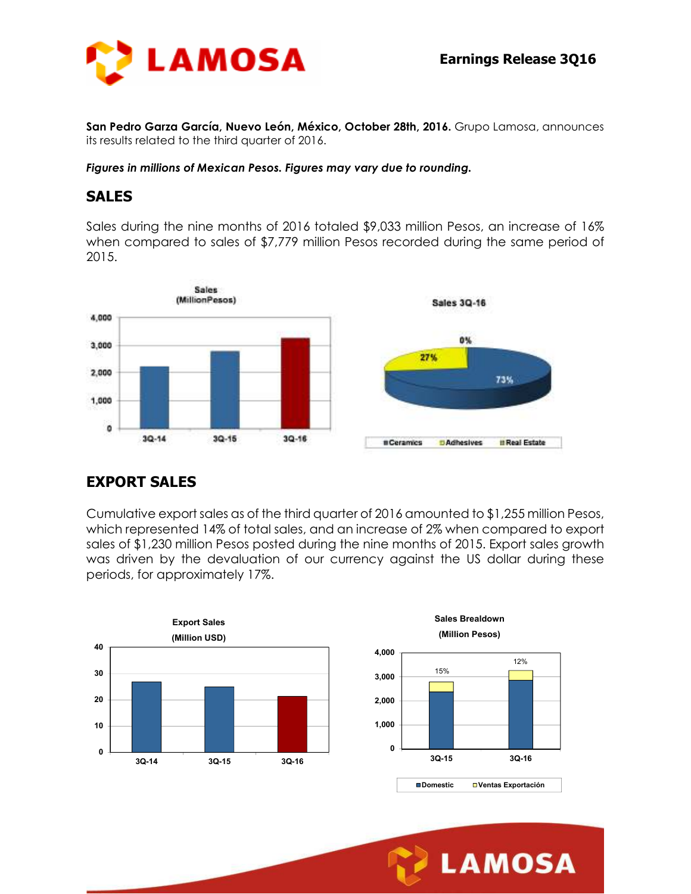# Earnings Release 3Q16

**San Pedro Garza García, Nuevo León, México, October 28th, 2016.** Grupo Lamosa, announces its results related to the third quarter of 2016.

***Figures in millions of Mexican Pesos. Figures may vary due to rounding.***

## SALES

Sales during the nine months of 2016 totaled $9,033 million Pesos, an increase of 16% when compared to sales of $7,779 million Pesos recorded during the same period of 2015.

Sales
(MillionPesos)

Sales 3Q-16

■Ceramics □Adhesives ■Real Estate

## EXPORT SALES

Cumulative export sales as of the third quarter of 2016 amounted to $1,255 million Pesos, which represented 14% of total sales, and an increase of 2% when compared to export sales of $1,230 million Pesos posted during the nine months of 2015. Export sales growth was driven by the devaluation of our currency against the US dollar during these periods, for approximately 17%.

Export Sales
(Million USD)

Sales Brealdown
(Million Pesos)

■Domestic □Ventas Exportación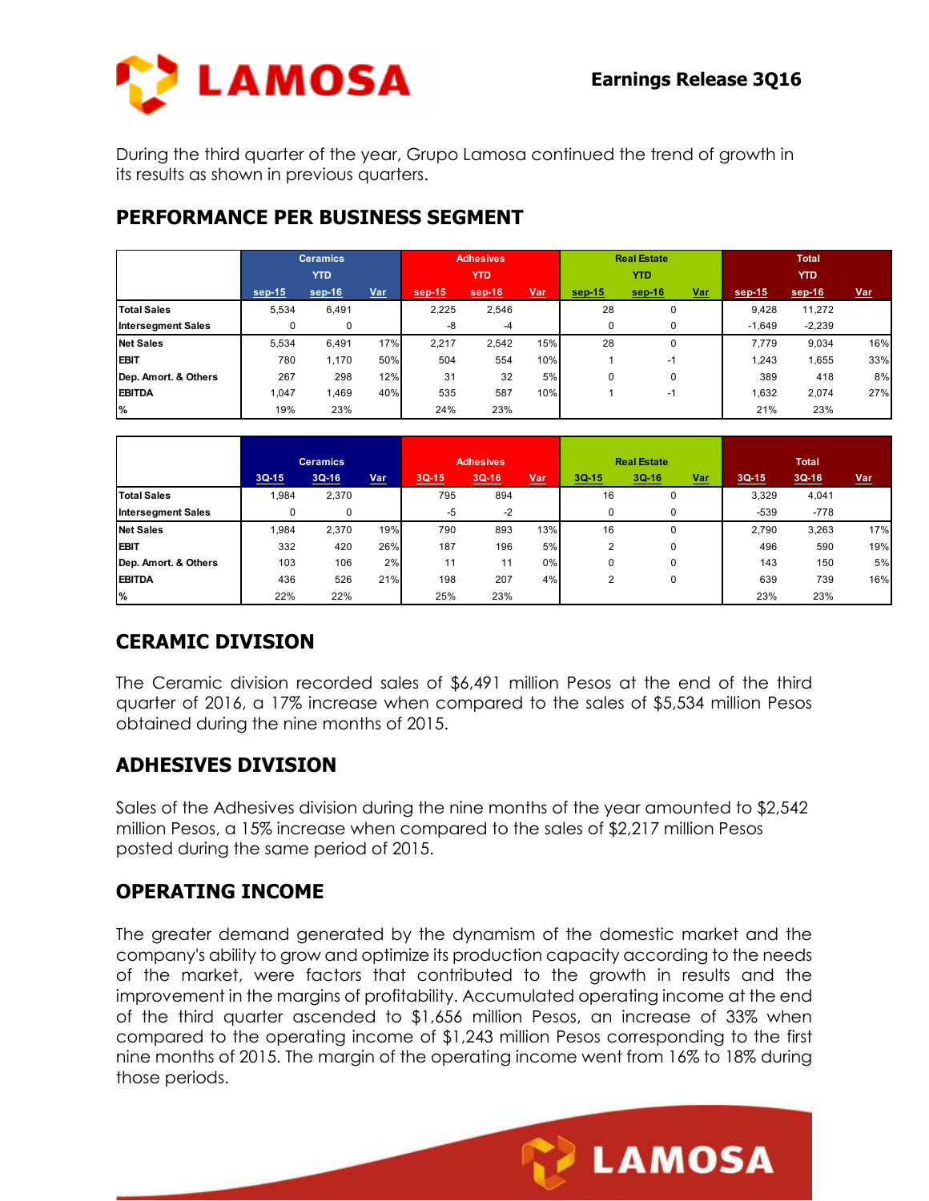**Earnings Release 3Q16**

During the third quarter of the year, Grupo Lamosa continued the trend of growth in its results as shown in previous quarters.

## PERFORMANCE PER BUSINESS SEGMENT

| | Ceramics YTD | | | Adhesives YTD | | | Real Estate YTD | | | Total YTD | | |
|---|---|---|---|---|---|---|---|---|---|---|---|---|
| | sep-15 | sep-16 | Var | sep-15 | sep-16 | Var | sep-15 | sep-16 | Var | sep-15 | sep-16 | Var |
| **Total Sales** | 5,534 | 6,491 | | 2,225 | 2,546 | | 28 | 0 | | 9,428 | 11,272 | |
| **Intersegment Sales** | 0 | 0 | | -8 | -4 | | 0 | 0 | | -1,649 | -2,239 | |
| **Net Sales** | 5,534 | 6,491 | 17% | 2,217 | 2,542 | 15% | 28 | 0 | | 7,779 | 9,034 | 16% |
| **EBIT** | 780 | 1,170 | 50% | 504 | 554 | 10% | 1 | -1 | | 1,243 | 1,655 | 33% |
| **Dep. Amort. & Others** | 267 | 298 | 12% | 31 | 32 | 5% | 0 | 0 | | 389 | 418 | 8% |
| **EBITDA** | 1,047 | 1,469 | 40% | 535 | 587 | 10% | 1 | -1 | | 1,632 | 2,074 | 27% |
| **%** | 19% | 23% | | 24% | 23% | | | | | 21% | 23% | |

| | Ceramics | | | Adhesives | | | Real Estate | | | Total | | |
|---|---|---|---|---|---|---|---|---|---|---|---|---|
| | 3Q-15 | 3Q-16 | Var | 3Q-15 | 3Q-16 | Var | 3Q-15 | 3Q-16 | Var | 3Q-15 | 3Q-16 | Var |
| **Total Sales** | 1,984 | 2,370 | | 795 | 894 | | 16 | 0 | | 3,329 | 4,041 | |
| **Intersegment Sales** | 0 | 0 | | -5 | -2 | | 0 | 0 | | -539 | -778 | |
| **Net Sales** | 1,984 | 2,370 | 19% | 790 | 893 | 13% | 16 | 0 | | 2,790 | 3,263 | 17% |
| **EBIT** | 332 | 420 | 26% | 187 | 196 | 5% | 2 | 0 | | 496 | 590 | 19% |
| **Dep. Amort. & Others** | 103 | 106 | 2% | 11 | 11 | 0% | 0 | 0 | | 143 | 150 | 5% |
| **EBITDA** | 436 | 526 | 21% | 198 | 207 | 4% | 2 | 0 | | 639 | 739 | 16% |
| **%** | 22% | 22% | | 25% | 23% | | | | | 23% | 23% | |

## CERAMIC DIVISION

The Ceramic division recorded sales of $6,491 million Pesos at the end of the third quarter of 2016, a 17% increase when compared to the sales of $5,534 million Pesos obtained during the nine months of 2015.

## ADHESIVES DIVISION

Sales of the Adhesives division during the nine months of the year amounted to $2,542 million Pesos, a 15% increase when compared to the sales of $2,217 million Pesos posted during the same period of 2015.

## OPERATING INCOME

The greater demand generated by the dynamism of the domestic market and the company's ability to grow and optimize its production capacity according to the needs of the market, were factors that contributed to the growth in results and the improvement in the margins of profitability. Accumulated operating income at the end of the third quarter ascended to $1,656 million Pesos, an increase of 33% when compared to the operating income of $1,243 million Pesos corresponding to the first nine months of 2015. The margin of the operating income went from 16% to 18% during those periods.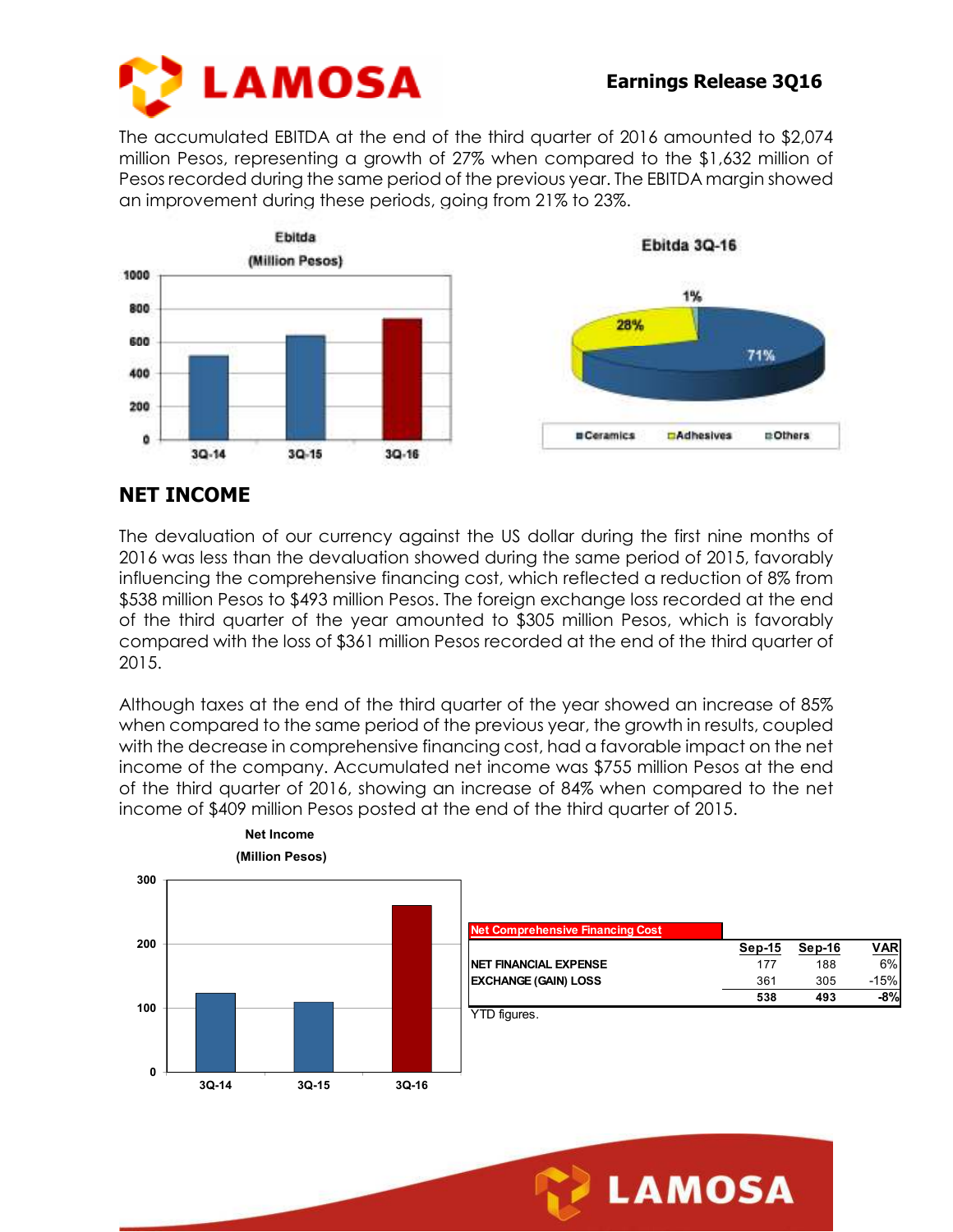The accumulated EBITDA at the end of the third quarter of 2016 amounted to $2,074 million Pesos, representing a growth of 27% when compared to the $1,632 million of Pesos recorded during the same period of the previous year. The EBITDA margin showed an improvement during these periods, going from 21% to 23%.

## NET INCOME

The devaluation of our currency against the US dollar during the first nine months of 2016 was less than the devaluation showed during the same period of 2015, favorably influencing the comprehensive financing cost, which reflected a reduction of 8% from $538 million Pesos to $493 million Pesos. The foreign exchange loss recorded at the end of the third quarter of the year amounted to $305 million Pesos, which is favorably compared with the loss of $361 million Pesos recorded at the end of the third quarter of 2015.

Although taxes at the end of the third quarter of the year showed an increase of 85% when compared to the same period of the previous year, the growth in results, coupled with the decrease in comprehensive financing cost, had a favorable impact on the net income of the company. Accumulated net income was $755 million Pesos at the end of the third quarter of 2016, showing an increase of 84% when compared to the net income of $409 million Pesos posted at the end of the third quarter of 2015.

| Net Comprehensive Financing Cost | Sep-15 | Sep-16 | VAR |
|---|---|---|---|
| NET FINANCIAL EXPENSE | 177 | 188 | 6% |
| EXCHANGE (GAIN) LOSS | 361 | 305 | -15% |
| | 538 | 493 | -8% |

YTD figures.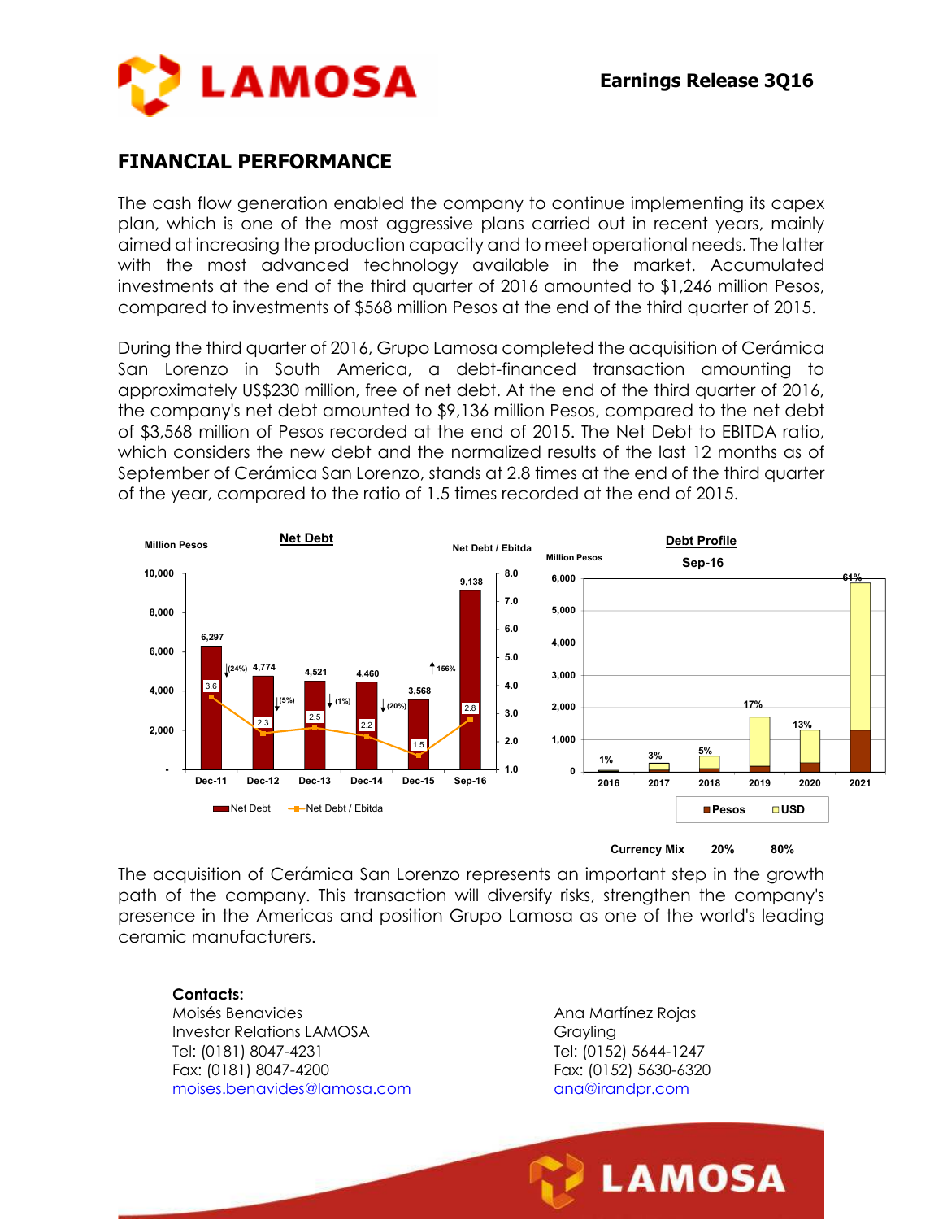## FINANCIAL PERFORMANCE

The cash flow generation enabled the company to continue implementing its capex plan, which is one of the most aggressive plans carried out in recent years, mainly aimed at increasing the production capacity and to meet operational needs. The latter with the most advanced technology available in the market. Accumulated investments at the end of the third quarter of 2016 amounted to $1,246 million Pesos, compared to investments of $568 million Pesos at the end of the third quarter of 2015.

During the third quarter of 2016, Grupo Lamosa completed the acquisition of Cerámica San Lorenzo in South America, a debt-financed transaction amounting to approximately US$230 million, free of net debt. At the end of the third quarter of 2016, the company's net debt amounted to $9,136 million Pesos, compared to the net debt of $3,568 million of Pesos recorded at the end of 2015. The Net Debt to EBITDA ratio, which considers the new debt and the normalized results of the last 12 months as of September of Cerámica San Lorenzo, stands at 2.8 times at the end of the third quarter of the year, compared to the ratio of 1.5 times recorded at the end of 2015.

**Net Debt**

Million Pesos

Net Debt / Ebitda

Dec-11: 6,297; 3.6
(24%)
Dec-12: 4,774; 2.3
(5%)
Dec-13: 4,521; 2.5
(1%)
Dec-14: 4,460; 2.2
(20%)
Dec-15: 3,568; 1.5
156%
Sep-16: 9,138; 2.8

Net Debt — Net Debt / Ebitda

**Debt Profile**

Sep-16

Million Pesos

2016: 1%
2017: 3%
2018: 5%
2019: 17%
2020: 13%
2021: 61%

Pesos — USD

Currency Mix 20% 80%

The acquisition of Cerámica San Lorenzo represents an important step in the growth path of the company. This transaction will diversify risks, strengthen the company's presence in the Americas and position Grupo Lamosa as one of the world's leading ceramic manufacturers.

**Contacts:**

Moisés Benavides
Investor Relations LAMOSA
Tel: (0181) 8047-4231
Fax: (0181) 8047-4200
moises.benavides@lamosa.com

Ana Martínez Rojas
Grayling
Tel: (0152) 5644-1247
Fax: (0152) 5630-6320
ana@irandpr.com